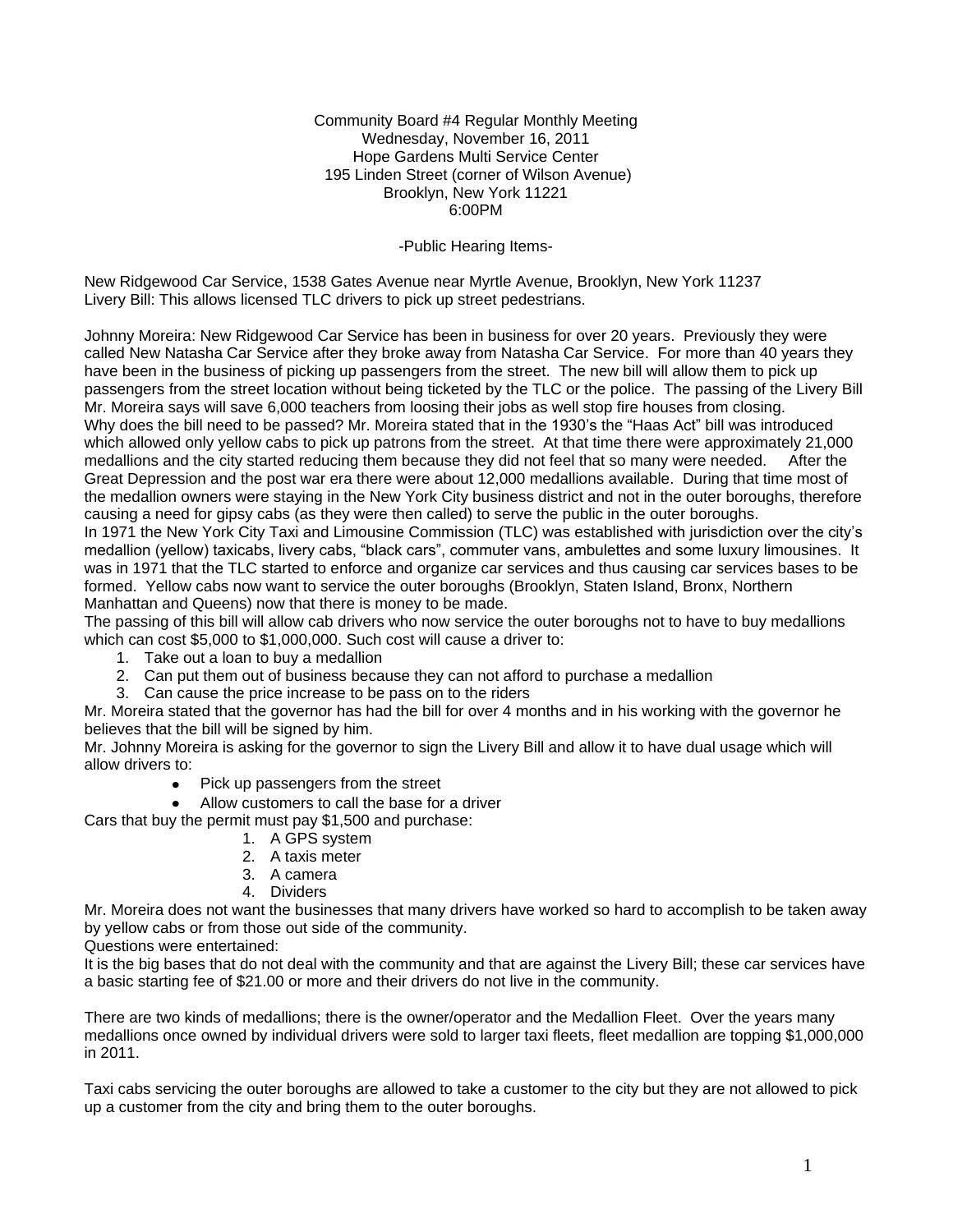Community Board #4 Regular Monthly Meeting
Wednesday, November 16, 2011
Hope Gardens Multi Service Center
195 Linden Street (corner of Wilson Avenue)
Brooklyn, New York 11221
6:00PM

-Public Hearing Items-

New Ridgewood Car Service, 1538 Gates Avenue near Myrtle Avenue, Brooklyn, New York 11237
Livery Bill: This allows licensed TLC drivers to pick up street pedestrians.

Johnny Moreira: New Ridgewood Car Service has been in business for over 20 years. Previously they were called New Natasha Car Service after they broke away from Natasha Car Service. For more than 40 years they have been in the business of picking up passengers from the street. The new bill will allow them to pick up passengers from the street location without being ticketed by the TLC or the police. The passing of the Livery Bill Mr. Moreira says will save 6,000 teachers from loosing their jobs as well stop fire houses from closing.
Why does the bill need to be passed? Mr. Moreira stated that in the 1930's the "Haas Act" bill was introduced which allowed only yellow cabs to pick up patrons from the street. At that time there were approximately 21,000 medallions and the city started reducing them because they did not feel that so many were needed. After the Great Depression and the post war era there were about 12,000 medallions available. During that time most of the medallion owners were staying in the New York City business district and not in the outer boroughs, therefore causing a need for gipsy cabs (as they were then called) to serve the public in the outer boroughs.
In 1971 the New York City Taxi and Limousine Commission (TLC) was established with jurisdiction over the city's medallion (yellow) taxicabs, livery cabs, "black cars", commuter vans, ambulettes and some luxury limousines. It was in 1971 that the TLC started to enforce and organize car services and thus causing car services bases to be formed. Yellow cabs now want to service the outer boroughs (Brooklyn, Staten Island, Bronx, Northern Manhattan and Queens) now that there is money to be made.
The passing of this bill will allow cab drivers who now service the outer boroughs not to have to buy medallions which can cost $5,000 to $1,000,000. Such cost will cause a driver to:

1. Take out a loan to buy a medallion
2. Can put them out of business because they can not afford to purchase a medallion
3. Can cause the price increase to be pass on to the riders

Mr. Moreira stated that the governor has had the bill for over 4 months and in his working with the governor he believes that the bill will be signed by him.
Mr. Johnny Moreira is asking for the governor to sign the Livery Bill and allow it to have dual usage which will allow drivers to:

- Pick up passengers from the street
- Allow customers to call the base for a driver

Cars that buy the permit must pay $1,500 and purchase:

1. A GPS system
2. A taxis meter
3. A camera
4. Dividers

Mr. Moreira does not want the businesses that many drivers have worked so hard to accomplish to be taken away by yellow cabs or from those out side of the community.
Questions were entertained:
It is the big bases that do not deal with the community and that are against the Livery Bill; these car services have a basic starting fee of $21.00 or more and their drivers do not live in the community.

There are two kinds of medallions; there is the owner/operator and the Medallion Fleet. Over the years many medallions once owned by individual drivers were sold to larger taxi fleets, fleet medallion are topping $1,000,000 in 2011.

Taxi cabs servicing the outer boroughs are allowed to take a customer to the city but they are not allowed to pick up a customer from the city and bring them to the outer boroughs.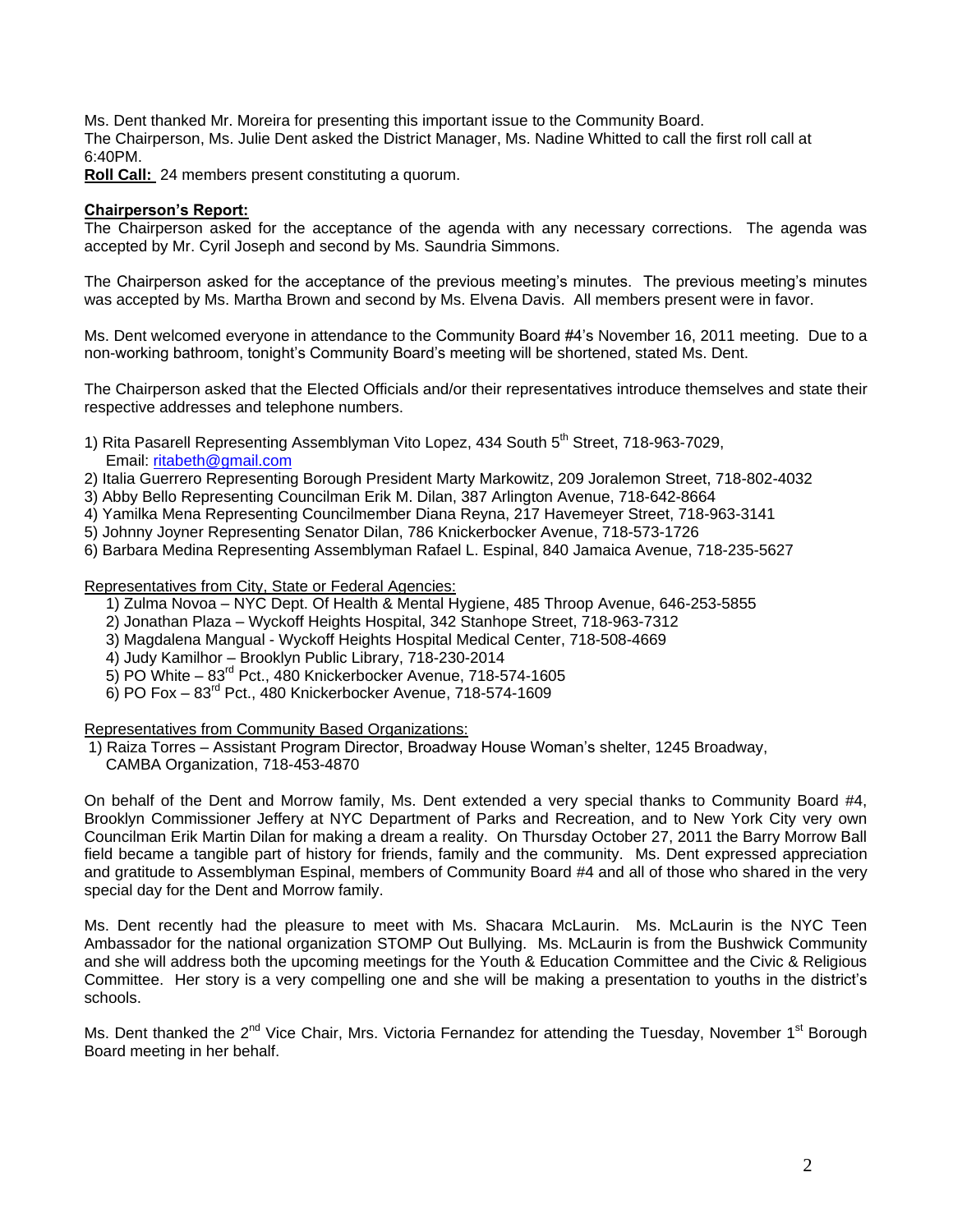Ms. Dent thanked Mr. Moreira for presenting this important issue to the Community Board.
The Chairperson, Ms. Julie Dent asked the District Manager, Ms. Nadine Whitted to call the first roll call at 6:40PM.

**Roll Call:** 24 members present constituting a quorum.

**Chairperson's Report:**

The Chairperson asked for the acceptance of the agenda with any necessary corrections. The agenda was accepted by Mr. Cyril Joseph and second by Ms. Saundria Simmons.

The Chairperson asked for the acceptance of the previous meeting's minutes. The previous meeting's minutes was accepted by Ms. Martha Brown and second by Ms. Elvena Davis. All members present were in favor.

Ms. Dent welcomed everyone in attendance to the Community Board #4's November 16, 2011 meeting. Due to a non-working bathroom, tonight's Community Board's meeting will be shortened, stated Ms. Dent.

The Chairperson asked that the Elected Officials and/or their representatives introduce themselves and state their respective addresses and telephone numbers.

1) Rita Pasarell Representing Assemblyman Vito Lopez, 434 South 5th Street, 718-963-7029, Email: ritabeth@gmail.com
2) Italia Guerrero Representing Borough President Marty Markowitz, 209 Joralemon Street, 718-802-4032
3) Abby Bello Representing Councilman Erik M. Dilan, 387 Arlington Avenue, 718-642-8664
4) Yamilka Mena Representing Councilmember Diana Reyna, 217 Havemeyer Street, 718-963-3141
5) Johnny Joyner Representing Senator Dilan, 786 Knickerbocker Avenue, 718-573-1726
6) Barbara Medina Representing Assemblyman Rafael L. Espinal, 840 Jamaica Avenue, 718-235-5627

Representatives from City, State or Federal Agencies:

1) Zulma Novoa – NYC Dept. Of Health & Mental Hygiene, 485 Throop Avenue, 646-253-5855
2) Jonathan Plaza – Wyckoff Heights Hospital, 342 Stanhope Street, 718-963-7312
3) Magdalena Mangual - Wyckoff Heights Hospital Medical Center, 718-508-4669
4) Judy Kamilhor – Brooklyn Public Library, 718-230-2014
5) PO White – 83rd Pct., 480 Knickerbocker Avenue, 718-574-1605
6) PO Fox – 83rd Pct., 480 Knickerbocker Avenue, 718-574-1609

Representatives from Community Based Organizations:

1) Raiza Torres – Assistant Program Director, Broadway House Woman's shelter, 1245 Broadway, CAMBA Organization, 718-453-4870

On behalf of the Dent and Morrow family, Ms. Dent extended a very special thanks to Community Board #4, Brooklyn Commissioner Jeffery at NYC Department of Parks and Recreation, and to New York City very own Councilman Erik Martin Dilan for making a dream a reality. On Thursday October 27, 2011 the Barry Morrow Ball field became a tangible part of history for friends, family and the community. Ms. Dent expressed appreciation and gratitude to Assemblyman Espinal, members of Community Board #4 and all of those who shared in the very special day for the Dent and Morrow family.

Ms. Dent recently had the pleasure to meet with Ms. Shacara McLaurin. Ms. McLaurin is the NYC Teen Ambassador for the national organization STOMP Out Bullying. Ms. McLaurin is from the Bushwick Community and she will address both the upcoming meetings for the Youth & Education Committee and the Civic & Religious Committee. Her story is a very compelling one and she will be making a presentation to youths in the district's schools.

Ms. Dent thanked the 2nd Vice Chair, Mrs. Victoria Fernandez for attending the Tuesday, November 1st Borough Board meeting in her behalf.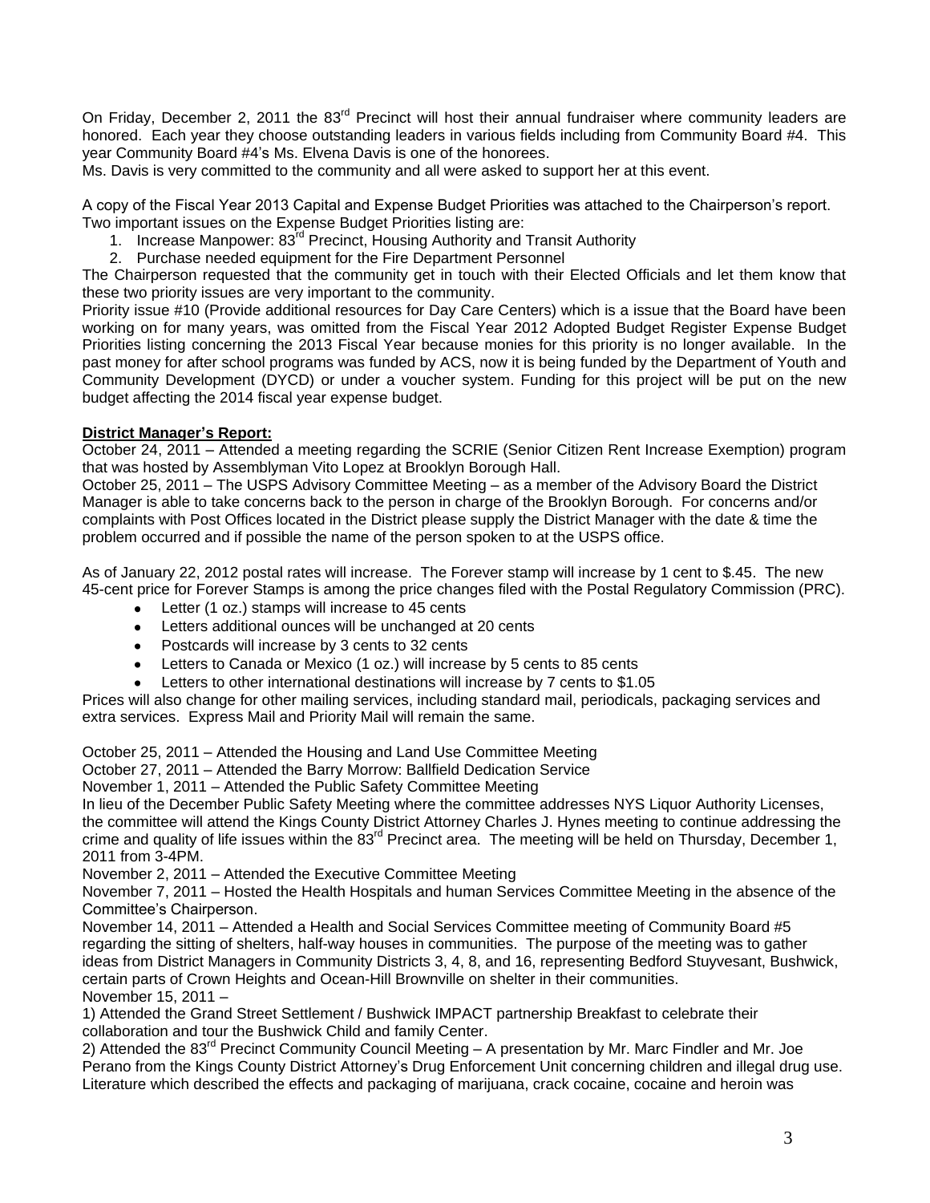On Friday, December 2, 2011 the 83rd Precinct will host their annual fundraiser where community leaders are honored. Each year they choose outstanding leaders in various fields including from Community Board #4. This year Community Board #4's Ms. Elvena Davis is one of the honorees.
Ms. Davis is very committed to the community and all were asked to support her at this event.

A copy of the Fiscal Year 2013 Capital and Expense Budget Priorities was attached to the Chairperson's report. Two important issues on the Expense Budget Priorities listing are:

1. Increase Manpower: 83rd Precinct, Housing Authority and Transit Authority
2. Purchase needed equipment for the Fire Department Personnel

The Chairperson requested that the community get in touch with their Elected Officials and let them know that these two priority issues are very important to the community.
Priority issue #10 (Provide additional resources for Day Care Centers) which is a issue that the Board have been working on for many years, was omitted from the Fiscal Year 2012 Adopted Budget Register Expense Budget Priorities listing concerning the 2013 Fiscal Year because monies for this priority is no longer available. In the past money for after school programs was funded by ACS, now it is being funded by the Department of Youth and Community Development (DYCD) or under a voucher system. Funding for this project will be put on the new budget affecting the 2014 fiscal year expense budget.

**District Manager's Report:**

October 24, 2011 – Attended a meeting regarding the SCRIE (Senior Citizen Rent Increase Exemption) program that was hosted by Assemblyman Vito Lopez at Brooklyn Borough Hall.
October 25, 2011 – The USPS Advisory Committee Meeting – as a member of the Advisory Board the District Manager is able to take concerns back to the person in charge of the Brooklyn Borough. For concerns and/or complaints with Post Offices located in the District please supply the District Manager with the date & time the problem occurred and if possible the name of the person spoken to at the USPS office.

As of January 22, 2012 postal rates will increase. The Forever stamp will increase by 1 cent to $.45. The new 45-cent price for Forever Stamps is among the price changes filed with the Postal Regulatory Commission (PRC).

- Letter (1 oz.) stamps will increase to 45 cents
- Letters additional ounces will be unchanged at 20 cents
- Postcards will increase by 3 cents to 32 cents
- Letters to Canada or Mexico (1 oz.) will increase by 5 cents to 85 cents
- Letters to other international destinations will increase by 7 cents to $1.05

Prices will also change for other mailing services, including standard mail, periodicals, packaging services and extra services. Express Mail and Priority Mail will remain the same.

October 25, 2011 – Attended the Housing and Land Use Committee Meeting
October 27, 2011 – Attended the Barry Morrow: Ballfield Dedication Service
November 1, 2011 – Attended the Public Safety Committee Meeting
In lieu of the December Public Safety Meeting where the committee addresses NYS Liquor Authority Licenses, the committee will attend the Kings County District Attorney Charles J. Hynes meeting to continue addressing the crime and quality of life issues within the 83rd Precinct area. The meeting will be held on Thursday, December 1, 2011 from 3-4PM.
November 2, 2011 – Attended the Executive Committee Meeting
November 7, 2011 – Hosted the Health Hospitals and human Services Committee Meeting in the absence of the Committee's Chairperson.
November 14, 2011 – Attended a Health and Social Services Committee meeting of Community Board #5 regarding the sitting of shelters, half-way houses in communities. The purpose of the meeting was to gather ideas from District Managers in Community Districts 3, 4, 8, and 16, representing Bedford Stuyvesant, Bushwick, certain parts of Crown Heights and Ocean-Hill Brownville on shelter in their communities.
November 15, 2011 –
1) Attended the Grand Street Settlement / Bushwick IMPACT partnership Breakfast to celebrate their collaboration and tour the Bushwick Child and family Center.
2) Attended the 83rd Precinct Community Council Meeting – A presentation by Mr. Marc Findler and Mr. Joe Perano from the Kings County District Attorney's Drug Enforcement Unit concerning children and illegal drug use. Literature which described the effects and packaging of marijuana, crack cocaine, cocaine and heroin was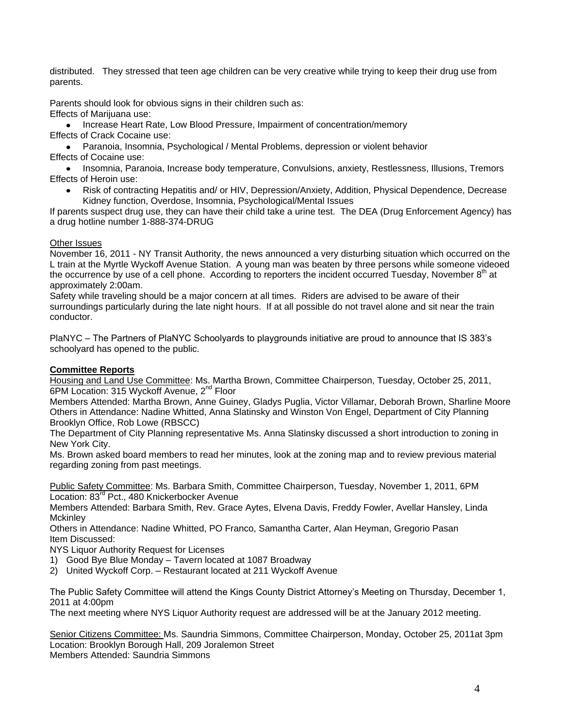distributed. They stressed that teen age children can be very creative while trying to keep their drug use from parents.

Parents should look for obvious signs in their children such as:
Effects of Marijuana use:

- Increase Heart Rate, Low Blood Pressure, Impairment of concentration/memory

Effects of Crack Cocaine use:

- Paranoia, Insomnia, Psychological / Mental Problems, depression or violent behavior

Effects of Cocaine use:

- Insomnia, Paranoia, Increase body temperature, Convulsions, anxiety, Restlessness, Illusions, Tremors

Effects of Heroin use:

- Risk of contracting Hepatitis and/ or HIV, Depression/Anxiety, Addition, Physical Dependence, Decrease Kidney function, Overdose, Insomnia, Psychological/Mental Issues

If parents suspect drug use, they can have their child take a urine test. The DEA (Drug Enforcement Agency) has a drug hotline number 1-888-374-DRUG

Other Issues
November 16, 2011 - NY Transit Authority, the news announced a very disturbing situation which occurred on the L train at the Myrtle Wyckoff Avenue Station. A young man was beaten by three persons while someone videoed the occurrence by use of a cell phone. According to reporters the incident occurred Tuesday, November 8th at approximately 2:00am.
Safety while traveling should be a major concern at all times. Riders are advised to be aware of their surroundings particularly during the late night hours. If at all possible do not travel alone and sit near the train conductor.

PlaNYC – The Partners of PlaNYC Schoolyards to playgrounds initiative are proud to announce that IS 383's schoolyard has opened to the public.

**Committee Reports**

Housing and Land Use Committee: Ms. Martha Brown, Committee Chairperson, Tuesday, October 25, 2011, 6PM Location: 315 Wyckoff Avenue, 2nd Floor
Members Attended: Martha Brown, Anne Guiney, Gladys Puglia, Victor Villamar, Deborah Brown, Sharline Moore
Others in Attendance: Nadine Whitted, Anna Slatinsky and Winston Von Engel, Department of City Planning Brooklyn Office, Rob Lowe (RBSCC)
The Department of City Planning representative Ms. Anna Slatinsky discussed a short introduction to zoning in New York City.
Ms. Brown asked board members to read her minutes, look at the zoning map and to review previous material regarding zoning from past meetings.

Public Safety Committee: Ms. Barbara Smith, Committee Chairperson, Tuesday, November 1, 2011, 6PM Location: 83rd Pct., 480 Knickerbocker Avenue
Members Attended: Barbara Smith, Rev. Grace Aytes, Elvena Davis, Freddy Fowler, Avellar Hansley, Linda Mckinley
Others in Attendance: Nadine Whitted, PO Franco, Samantha Carter, Alan Heyman, Gregorio Pasan
Item Discussed:
NYS Liquor Authority Request for Licenses

1) Good Bye Blue Monday – Tavern located at 1087 Broadway
2) United Wyckoff Corp. – Restaurant located at 211 Wyckoff Avenue

The Public Safety Committee will attend the Kings County District Attorney's Meeting on Thursday, December 1, 2011 at 4:00pm
The next meeting where NYS Liquor Authority request are addressed will be at the January 2012 meeting.

Senior Citizens Committee: Ms. Saundria Simmons, Committee Chairperson, Monday, October 25, 2011at 3pm
Location: Brooklyn Borough Hall, 209 Joralemon Street
Members Attended: Saundria Simmons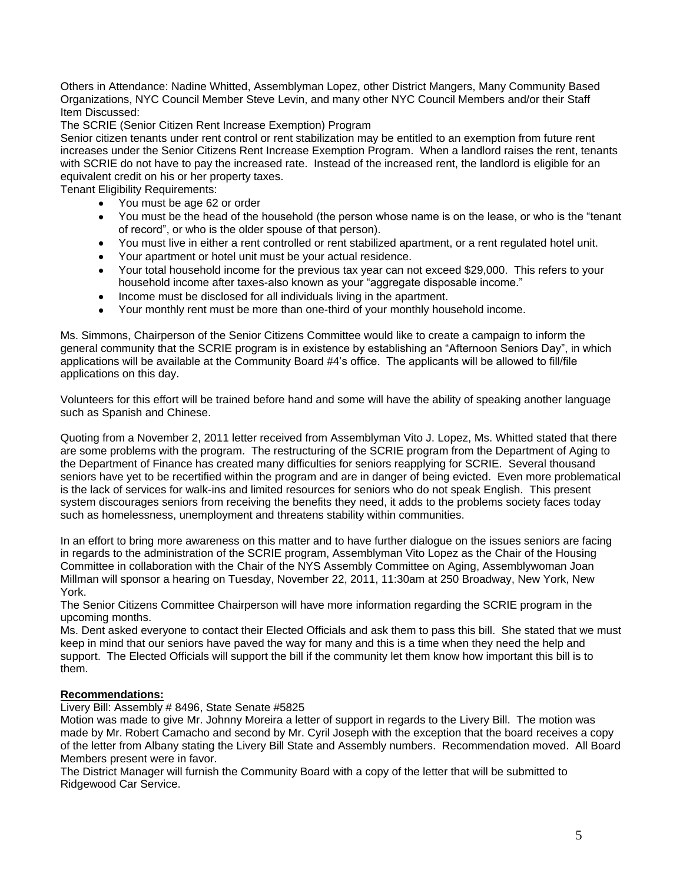Others in Attendance: Nadine Whitted, Assemblyman Lopez, other District Mangers, Many Community Based Organizations, NYC Council Member Steve Levin, and many other NYC Council Members and/or their Staff
Item Discussed:
The SCRIE (Senior Citizen Rent Increase Exemption) Program
Senior citizen tenants under rent control or rent stabilization may be entitled to an exemption from future rent increases under the Senior Citizens Rent Increase Exemption Program. When a landlord raises the rent, tenants with SCRIE do not have to pay the increased rate. Instead of the increased rent, the landlord is eligible for an equivalent credit on his or her property taxes.
Tenant Eligibility Requirements:

- You must be age 62 or order
- You must be the head of the household (the person whose name is on the lease, or who is the "tenant of record", or who is the older spouse of that person).
- You must live in either a rent controlled or rent stabilized apartment, or a rent regulated hotel unit.
- Your apartment or hotel unit must be your actual residence.
- Your total household income for the previous tax year can not exceed $29,000. This refers to your household income after taxes-also known as your "aggregate disposable income."
- Income must be disclosed for all individuals living in the apartment.
- Your monthly rent must be more than one-third of your monthly household income.

Ms. Simmons, Chairperson of the Senior Citizens Committee would like to create a campaign to inform the general community that the SCRIE program is in existence by establishing an "Afternoon Seniors Day", in which applications will be available at the Community Board #4's office. The applicants will be allowed to fill/file applications on this day.

Volunteers for this effort will be trained before hand and some will have the ability of speaking another language such as Spanish and Chinese.

Quoting from a November 2, 2011 letter received from Assemblyman Vito J. Lopez, Ms. Whitted stated that there are some problems with the program. The restructuring of the SCRIE program from the Department of Aging to the Department of Finance has created many difficulties for seniors reapplying for SCRIE. Several thousand seniors have yet to be recertified within the program and are in danger of being evicted. Even more problematical is the lack of services for walk-ins and limited resources for seniors who do not speak English. This present system discourages seniors from receiving the benefits they need, it adds to the problems society faces today such as homelessness, unemployment and threatens stability within communities.

In an effort to bring more awareness on this matter and to have further dialogue on the issues seniors are facing in regards to the administration of the SCRIE program, Assemblyman Vito Lopez as the Chair of the Housing Committee in collaboration with the Chair of the NYS Assembly Committee on Aging, Assemblywoman Joan Millman will sponsor a hearing on Tuesday, November 22, 2011, 11:30am at 250 Broadway, New York, New York.
The Senior Citizens Committee Chairperson will have more information regarding the SCRIE program in the upcoming months.
Ms. Dent asked everyone to contact their Elected Officials and ask them to pass this bill. She stated that we must keep in mind that our seniors have paved the way for many and this is a time when they need the help and support. The Elected Officials will support the bill if the community let them know how important this bill is to them.

**<u>Recommendations:</u>**
Livery Bill: Assembly # 8496, State Senate #5825
Motion was made to give Mr. Johnny Moreira a letter of support in regards to the Livery Bill. The motion was made by Mr. Robert Camacho and second by Mr. Cyril Joseph with the exception that the board receives a copy of the letter from Albany stating the Livery Bill State and Assembly numbers. Recommendation moved. All Board Members present were in favor.
The District Manager will furnish the Community Board with a copy of the letter that will be submitted to Ridgewood Car Service.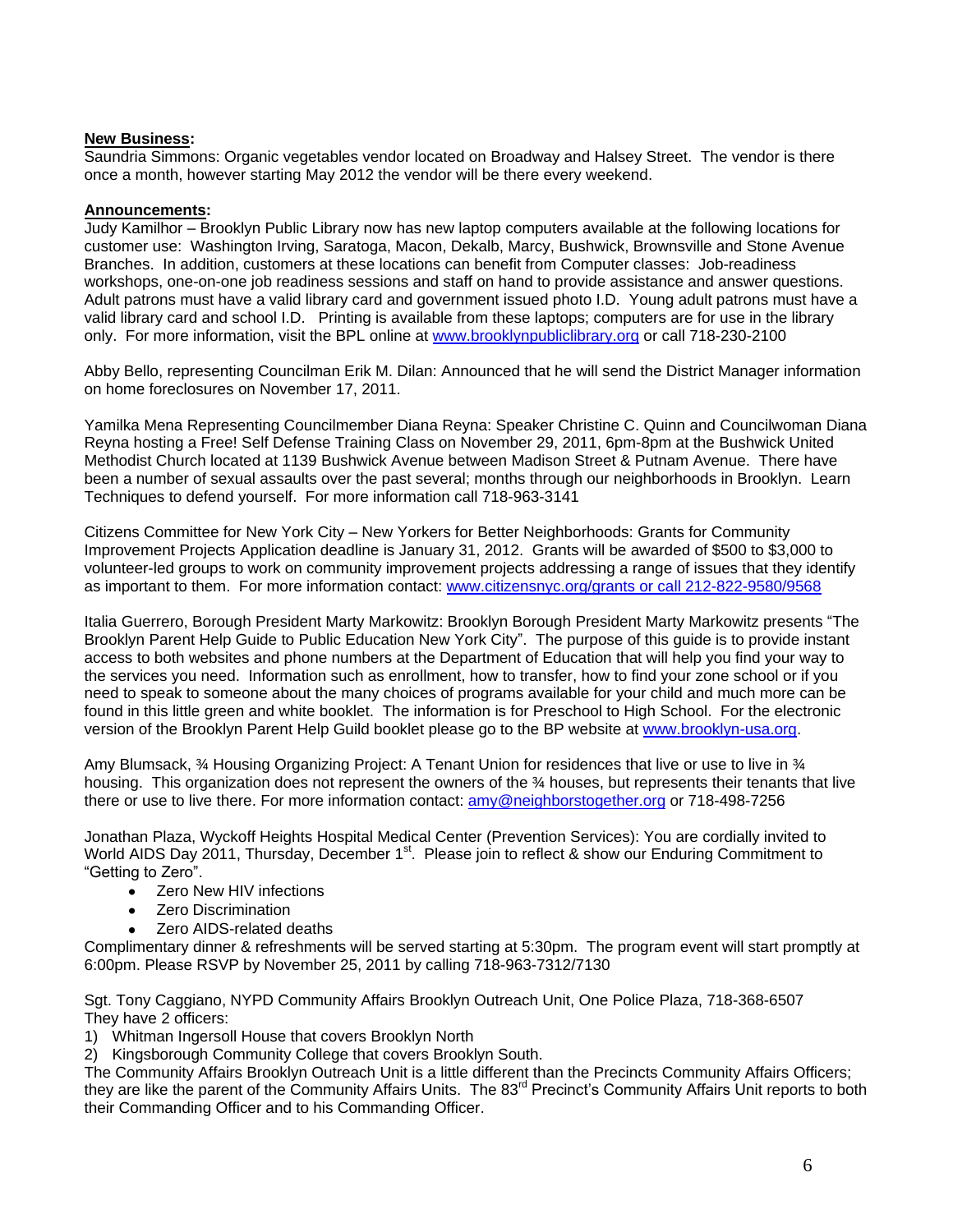**New Business:**
Saundria Simmons: Organic vegetables vendor located on Broadway and Halsey Street. The vendor is there once a month, however starting May 2012 the vendor will be there every weekend.

**Announcements:**
Judy Kamilhor – Brooklyn Public Library now has new laptop computers available at the following locations for customer use: Washington Irving, Saratoga, Macon, Dekalb, Marcy, Bushwick, Brownsville and Stone Avenue Branches. In addition, customers at these locations can benefit from Computer classes: Job-readiness workshops, one-on-one job readiness sessions and staff on hand to provide assistance and answer questions. Adult patrons must have a valid library card and government issued photo I.D. Young adult patrons must have a valid library card and school I.D. Printing is available from these laptops; computers are for use in the library only. For more information, visit the BPL online at www.brooklynpubliclibrary.org or call 718-230-2100

Abby Bello, representing Councilman Erik M. Dilan: Announced that he will send the District Manager information on home foreclosures on November 17, 2011.

Yamilka Mena Representing Councilmember Diana Reyna: Speaker Christine C. Quinn and Councilwoman Diana Reyna hosting a Free! Self Defense Training Class on November 29, 2011, 6pm-8pm at the Bushwick United Methodist Church located at 1139 Bushwick Avenue between Madison Street & Putnam Avenue. There have been a number of sexual assaults over the past several; months through our neighborhoods in Brooklyn. Learn Techniques to defend yourself. For more information call 718-963-3141

Citizens Committee for New York City – New Yorkers for Better Neighborhoods: Grants for Community Improvement Projects Application deadline is January 31, 2012. Grants will be awarded of $500 to $3,000 to volunteer-led groups to work on community improvement projects addressing a range of issues that they identify as important to them. For more information contact: www.citizensnyc.org/grants or call 212-822-9580/9568

Italia Guerrero, Borough President Marty Markowitz: Brooklyn Borough President Marty Markowitz presents "The Brooklyn Parent Help Guide to Public Education New York City". The purpose of this guide is to provide instant access to both websites and phone numbers at the Department of Education that will help you find your way to the services you need. Information such as enrollment, how to transfer, how to find your zone school or if you need to speak to someone about the many choices of programs available for your child and much more can be found in this little green and white booklet. The information is for Preschool to High School. For the electronic version of the Brooklyn Parent Help Guild booklet please go to the BP website at www.brooklyn-usa.org.

Amy Blumsack, ¾ Housing Organizing Project: A Tenant Union for residences that live or use to live in ¾ housing. This organization does not represent the owners of the ¾ houses, but represents their tenants that live there or use to live there. For more information contact: amy@neighborstogether.org or 718-498-7256

Jonathan Plaza, Wyckoff Heights Hospital Medical Center (Prevention Services): You are cordially invited to World AIDS Day 2011, Thursday, December 1st. Please join to reflect & show our Enduring Commitment to "Getting to Zero".

- Zero New HIV infections
- Zero Discrimination
- Zero AIDS-related deaths

Complimentary dinner & refreshments will be served starting at 5:30pm. The program event will start promptly at 6:00pm. Please RSVP by November 25, 2011 by calling 718-963-7312/7130

Sgt. Tony Caggiano, NYPD Community Affairs Brooklyn Outreach Unit, One Police Plaza, 718-368-6507
They have 2 officers:
1) Whitman Ingersoll House that covers Brooklyn North
2) Kingsborough Community College that covers Brooklyn South.
The Community Affairs Brooklyn Outreach Unit is a little different than the Precincts Community Affairs Officers; they are like the parent of the Community Affairs Units. The 83rd Precinct's Community Affairs Unit reports to both their Commanding Officer and to his Commanding Officer.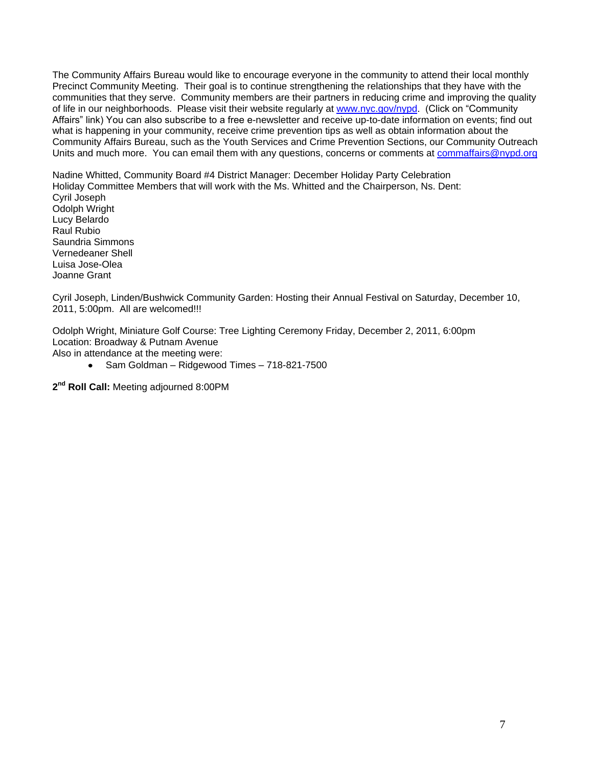The Community Affairs Bureau would like to encourage everyone in the community to attend their local monthly Precinct Community Meeting. Their goal is to continue strengthening the relationships that they have with the communities that they serve. Community members are their partners in reducing crime and improving the quality of life in our neighborhoods. Please visit their website regularly at www.nyc.gov/nypd. (Click on "Community Affairs" link) You can also subscribe to a free e-newsletter and receive up-to-date information on events; find out what is happening in your community, receive crime prevention tips as well as obtain information about the Community Affairs Bureau, such as the Youth Services and Crime Prevention Sections, our Community Outreach Units and much more. You can email them with any questions, concerns or comments at commaffairs@nypd.org

Nadine Whitted, Community Board #4 District Manager: December Holiday Party Celebration
Holiday Committee Members that will work with the Ms. Whitted and the Chairperson, Ns. Dent:
Cyril Joseph
Odolph Wright
Lucy Belardo
Raul Rubio
Saundria Simmons
Vernedeaner Shell
Luisa Jose-Olea
Joanne Grant

Cyril Joseph, Linden/Bushwick Community Garden: Hosting their Annual Festival on Saturday, December 10, 2011, 5:00pm. All are welcomed!!!

Odolph Wright, Miniature Golf Course: Tree Lighting Ceremony Friday, December 2, 2011, 6:00pm
Location: Broadway & Putnam Avenue
Also in attendance at the meeting were:

- Sam Goldman – Ridgewood Times – 718-821-7500

**2nd Roll Call:** Meeting adjourned 8:00PM